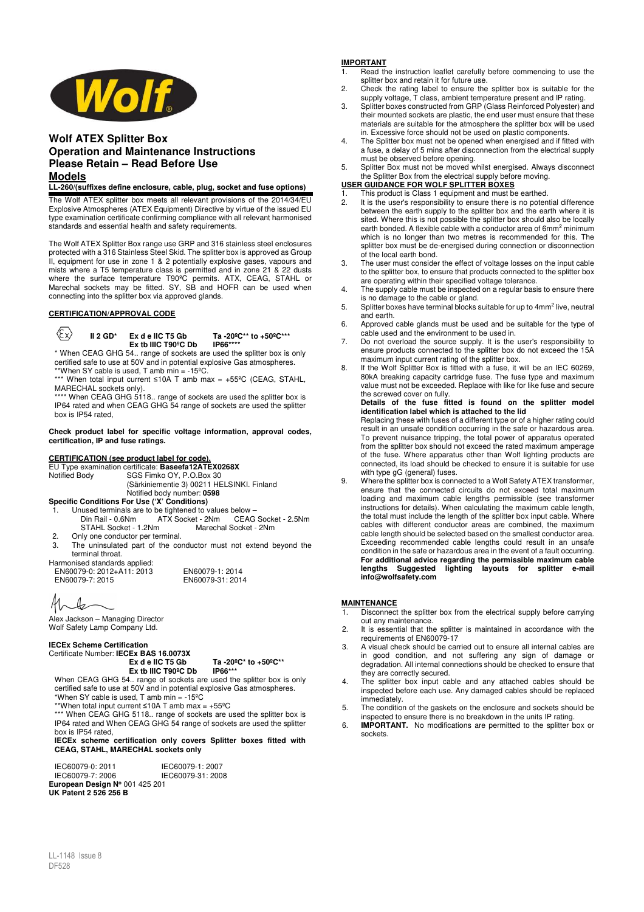# Wolf ATEX Splitter Box
## Operation and Maintenance Instructions
## Please Retain – Read Before Use

## Models

**LL-260/(suffixes define enclosure, cable, plug, socket and fuse options)**

The Wolf ATEX splitter box meets all relevant provisions of the 2014/34/EU Explosive Atmospheres (ATEX Equipment) Directive by virtue of the issued EU type examination certificate confirming compliance with all relevant harmonised standards and essential health and safety requirements.

The Wolf ATEX Splitter Box range use GRP and 316 stainless steel enclosures protected with a 316 Stainless Steel Skid. The splitter box is approved as Group II, equipment for use in zone 1 & 2 potentially explosive gases, vapours and mists where a T5 temperature class is permitted and in zone 21 & 22 dusts where the surface temperature T90ºC permits. ATX, CEAG, STAHL or Marechal sockets may be fitted. SY, SB and HOFR can be used when connecting into the splitter box via approved glands.

**CERTIFICATION/APPROVAL CODE**

**II 2 GD\*** **Ex d e IIC T5 Gb** **Ta -20ºC\*\* to +50ºC\*\*\***
**Ex tb IIIC T90ºC Db** **IP66\*\*\*\***

\* When CEAG GHG 54.. range of sockets are used the splitter box is only certified safe to use at 50V and in potential explosive Gas atmospheres.
\*\*When SY cable is used, T amb min = -15ºC.
\*\*\* When total input current ≤10A T amb max = +55ºC (CEAG, STAHL, MARECHAL sockets only).
\*\*\*\* When CEAG GHG 5118.. range of sockets are used the splitter box is IP64 rated and when CEAG GHG 54 range of sockets are used the splitter box is IP54 rated,

**Check product label for specific voltage information, approval codes, certification, IP and fuse ratings.**

**CERTIFICATION (see product label for code).**

EU Type examination certificate: **Baseefa12ATEX0268X**
Notified Body SGS Fimko OY, P.O.Box 30
(Särkiniementie 3) 00211 HELSINKI. Finland
Notified body number: **0598**

**Specific Conditions For Use ('X' Conditions)**

1. Unused terminals are to be tightened to values below –
   Din Rail - 0.6Nm ATX Socket - 2Nm CEAG Socket - 2.5Nm
   STAHL Socket - 1.2Nm Marechal Socket - 2Nm
2. Only one conductor per terminal.
3. The uninsulated part of the conductor must not extend beyond the terminal throat.

Harmonised standards applied:
EN60079-0: 2012+A11: 2013 EN60079-1: 2014
EN60079-7: 2015 EN60079-31: 2014

Alex Jackson – Managing Director
Wolf Safety Lamp Company Ltd.

**IECEx Scheme Certification**

Certificate Number: **IECEx BAS 16.0073X**

**Ex d e IIC T5 Gb** **Ta -20ºC\* to +50ºC\*\***
**Ex tb IIIC T90ºC Db** **IP66\*\*\***

When CEAG GHG 54.. range of sockets are used the splitter box is only certified safe to use at 50V and in potential explosive Gas atmospheres.
\*When SY cable is used, T amb min = -15ºC
\*\*When total input current ≤10A T amb max = +55ºC
\*\*\* When CEAG GHG 5118.. range of sockets are used the splitter box is IP64 rated and When CEAG GHG 54 range of sockets are used the splitter box is IP54 rated,

**IECEx scheme certification only covers Splitter boxes fitted with CEAG, STAHL, MARECHAL sockets only**

IEC60079-0: 2011 IEC60079-1: 2007
IEC60079-7: 2006 IEC60079-31: 2008

**European Design Nº** 001 425 201
**UK Patent 2 526 256 B**

**IMPORTANT**

1. Read the instruction leaflet carefully before commencing to use the splitter box and retain it for future use.
2. Check the rating label to ensure the splitter box is suitable for the supply voltage, T class, ambient temperature present and IP rating.
3. Splitter boxes constructed from GRP (Glass Reinforced Polyester) and their mounted sockets are plastic, the end user must ensure that these materials are suitable for the atmosphere the splitter box will be used in. Excessive force should not be used on plastic components.
4. The Splitter box must not be opened when energised and if fitted with a fuse, a delay of 5 mins after disconnection from the electrical supply must be observed before opening.
5. Splitter Box must not be moved whilst energised. Always disconnect the Splitter Box from the electrical supply before moving.

**USER GUIDANCE FOR WOLF SPLITTER BOXES**

1. This product is Class 1 equipment and must be earthed.
2. It is the user's responsibility to ensure there is no potential difference between the earth supply to the splitter box and the earth where it is sited. Where this is not possible the splitter box should also be locally earth bonded. A flexible cable with a conductor area of 6mm² minimum which is no longer than two metres is recommended for this. The splitter box must be de-energised during connection or disconnection of the local earth bond.
3. The user must consider the effect of voltage losses on the input cable to the splitter box, to ensure that products connected to the splitter box are operating within their specified voltage tolerance.
4. The supply cable must be inspected on a regular basis to ensure there is no damage to the cable or gland.
5. Splitter boxes have terminal blocks suitable for up to 4mm² live, neutral and earth.
6. Approved cable glands must be used and be suitable for the type of cable used and the environment to be used in.
7. Do not overload the source supply. It is the user's responsibility to ensure products connected to the splitter box do not exceed the 15A maximum input current rating of the splitter box.
8. If the Wolf Splitter Box is fitted with a fuse, it will be an IEC 60269, 80kA breaking capacity cartridge fuse. The fuse type and maximum value must not be exceeded. Replace with like for like fuse and secure the screwed cover on fully.
   **Details of the fuse fitted is found on the splitter model identification label which is attached to the lid**
   Replacing these with fuses of a different type or of a higher rating could result in an unsafe condition occurring in the safe or hazardous area. To prevent nuisance tripping, the total power of apparatus operated from the splitter box should not exceed the rated maximum amperage of the fuse. Where apparatus other than Wolf lighting products are connected, its load should be checked to ensure it is suitable for use with type gG (general) fuses.
9. Where the splitter box is connected to a Wolf Safety ATEX transformer, ensure that the connected circuits do not exceed total maximum loading and maximum cable lengths permissible (see transformer instructions for details). When calculating the maximum cable length, the total must include the length of the splitter box input cable. Where cables with different conductor areas are combined, the maximum cable length should be selected based on the smallest conductor area. Exceeding recommended cable lengths could result in an unsafe condition in the safe or hazardous area in the event of a fault occurring.
   **For additional advice regarding the permissible maximum cable lengths Suggested lighting layouts for splitter e-mail info@wolfsafety.com**

**MAINTENANCE**

1. Disconnect the splitter box from the electrical supply before carrying out any maintenance.
2. It is essential that the splitter is maintained in accordance with the requirements of EN60079-17
3. A visual check should be carried out to ensure all internal cables are in good condition, and not suffering any sign of damage or degradation. All internal connections should be checked to ensure that they are correctly secured.
4. The splitter box input cable and any attached cables should be inspected before each use. Any damaged cables should be replaced immediately.
5. The condition of the gaskets on the enclosure and sockets should be inspected to ensure there is no breakdown in the units IP rating.
6. **IMPORTANT.** No modifications are permitted to the splitter box or sockets.

LL-1148 Issue 8
DF528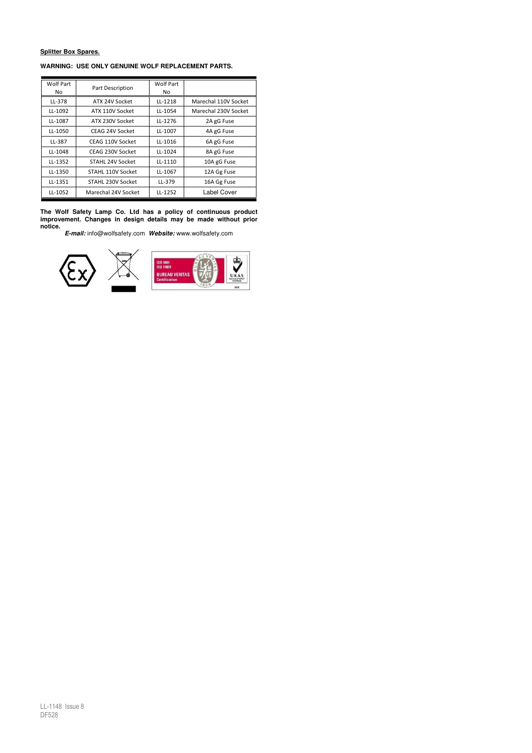**Splitter Box Spares.**

**WARNING: USE ONLY GENUINE WOLF REPLACEMENT PARTS.**

| Wolf Part No | Part Description | Wolf Part No | |
|---|---|---|---|
| LL-378 | ATX 24V Socket | LL-1218 | Marechal 110V Socket |
| LL-1092 | ATX 110V Socket | LL-1054 | Marechal 230V Socket |
| LL-1087 | ATX 230V Socket | LL-1276 | 2A gG Fuse |
| LL-1050 | CEAG 24V Socket | LL-1007 | 4A gG Fuse |
| LL-387 | CEAG 110V Socket | LL-1016 | 6A gG Fuse |
| LL-1048 | CEAG 230V Socket | LL-1024 | 8A gG Fuse |
| LL-1352 | STAHL 24V Socket | LL-1110 | 10A gG Fuse |
| LL-1350 | STAHL 110V Socket | LL-1067 | 12A Gg Fuse |
| LL-1351 | STAHL 230V Socket | LL-379 | 16A Gg Fuse |
| LL-1052 | Marechal 24V Socket | LL-1252 | Label Cover |

**The Wolf Safety Lamp Co. Ltd has a policy of continuous product improvement. Changes in design details may be made without prior notice.**

***E-mail:*** info@wolfsafety.com ***Website:*** www.wolfsafety.com

ISO 9001
ISO 14001
BUREAU VERITAS
Certification

UKAS
MANAGEMENT SYSTEMS

LL-1148 Issue 8
DF528